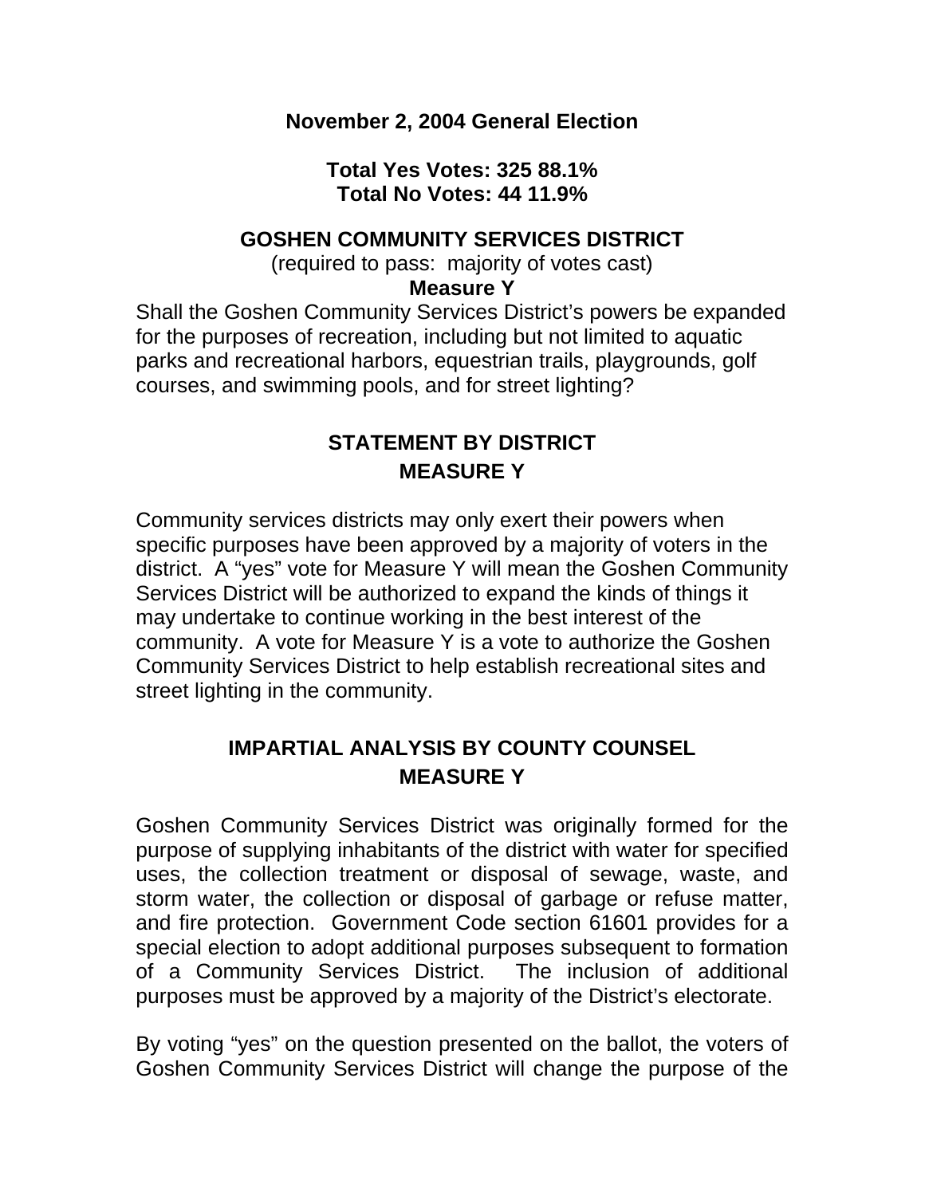**November 2, 2004 General Election**

**Total Yes Votes: 325 88.1%**
**Total No Votes: 44 11.9%**

## GOSHEN COMMUNITY SERVICES DISTRICT

(required to pass: majority of votes cast)

**Measure Y**

Shall the Goshen Community Services District's powers be expanded for the purposes of recreation, including but not limited to aquatic parks and recreational harbors, equestrian trails, playgrounds, golf courses, and swimming pools, and for street lighting?

## STATEMENT BY DISTRICT MEASURE Y

Community services districts may only exert their powers when specific purposes have been approved by a majority of voters in the district. A "yes" vote for Measure Y will mean the Goshen Community Services District will be authorized to expand the kinds of things it may undertake to continue working in the best interest of the community. A vote for Measure Y is a vote to authorize the Goshen Community Services District to help establish recreational sites and street lighting in the community.

## IMPARTIAL ANALYSIS BY COUNTY COUNSEL MEASURE Y

Goshen Community Services District was originally formed for the purpose of supplying inhabitants of the district with water for specified uses, the collection treatment or disposal of sewage, waste, and storm water, the collection or disposal of garbage or refuse matter, and fire protection. Government Code section 61601 provides for a special election to adopt additional purposes subsequent to formation of a Community Services District. The inclusion of additional purposes must be approved by a majority of the District's electorate.

By voting "yes" on the question presented on the ballot, the voters of Goshen Community Services District will change the purpose of the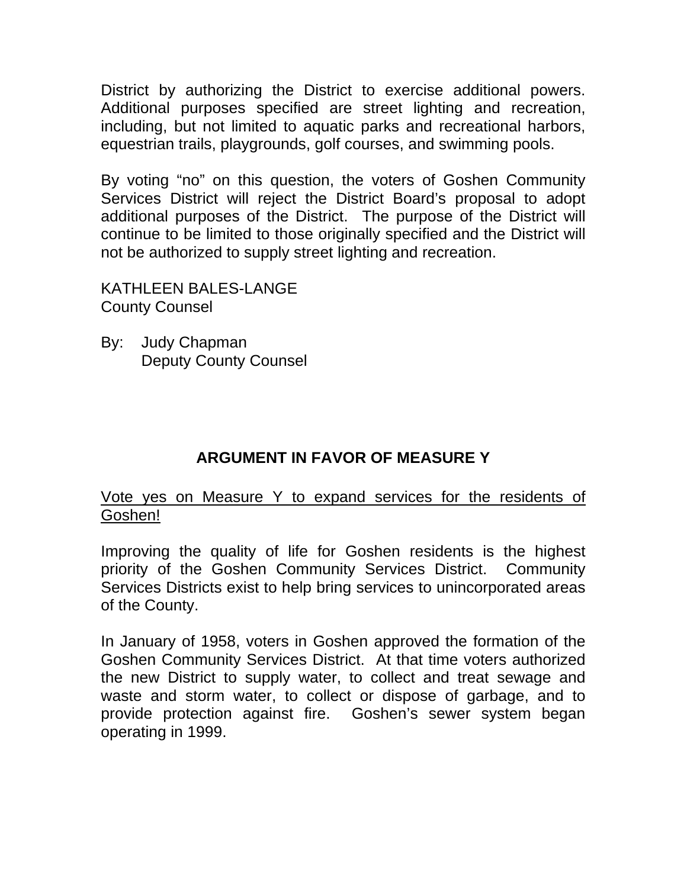District by authorizing the District to exercise additional powers. Additional purposes specified are street lighting and recreation, including, but not limited to aquatic parks and recreational harbors, equestrian trails, playgrounds, golf courses, and swimming pools.

By voting "no" on this question, the voters of Goshen Community Services District will reject the District Board's proposal to adopt additional purposes of the District. The purpose of the District will continue to be limited to those originally specified and the District will not be authorized to supply street lighting and recreation.

KATHLEEN BALES-LANGE
County Counsel

By: Judy Chapman
Deputy County Counsel

## ARGUMENT IN FAVOR OF MEASURE Y

<u>Vote yes on Measure Y to expand services for the residents of Goshen!</u>

Improving the quality of life for Goshen residents is the highest priority of the Goshen Community Services District. Community Services Districts exist to help bring services to unincorporated areas of the County.

In January of 1958, voters in Goshen approved the formation of the Goshen Community Services District. At that time voters authorized the new District to supply water, to collect and treat sewage and waste and storm water, to collect or dispose of garbage, and to provide protection against fire. Goshen's sewer system began operating in 1999.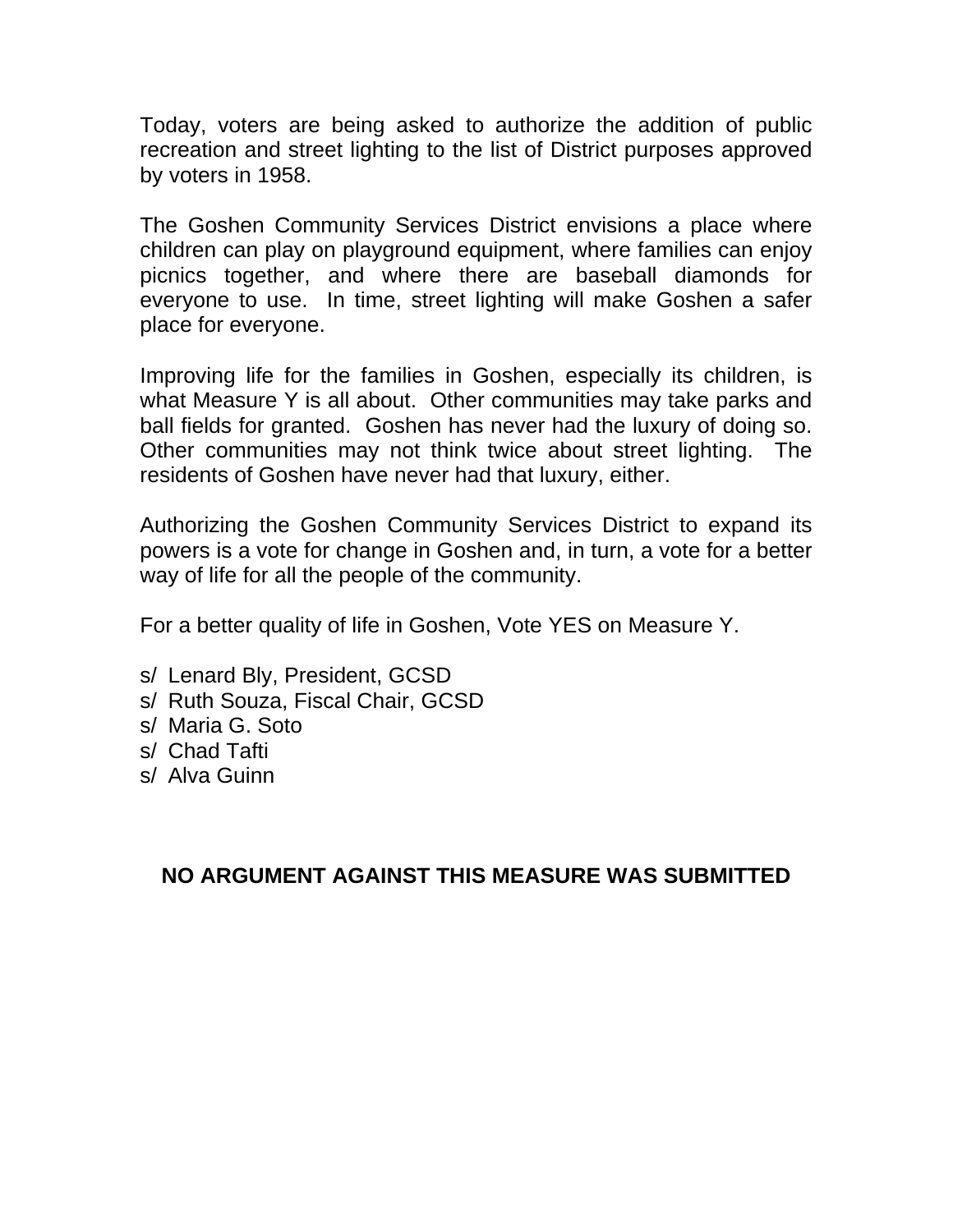Today, voters are being asked to authorize the addition of public recreation and street lighting to the list of District purposes approved by voters in 1958.

The Goshen Community Services District envisions a place where children can play on playground equipment, where families can enjoy picnics together, and where there are baseball diamonds for everyone to use. In time, street lighting will make Goshen a safer place for everyone.

Improving life for the families in Goshen, especially its children, is what Measure Y is all about. Other communities may take parks and ball fields for granted. Goshen has never had the luxury of doing so. Other communities may not think twice about street lighting. The residents of Goshen have never had that luxury, either.

Authorizing the Goshen Community Services District to expand its powers is a vote for change in Goshen and, in turn, a vote for a better way of life for all the people of the community.

For a better quality of life in Goshen, Vote YES on Measure Y.

s/ Lenard Bly, President, GCSD
s/ Ruth Souza, Fiscal Chair, GCSD
s/ Maria G. Soto
s/ Chad Tafti
s/ Alva Guinn

**NO ARGUMENT AGAINST THIS MEASURE WAS SUBMITTED**